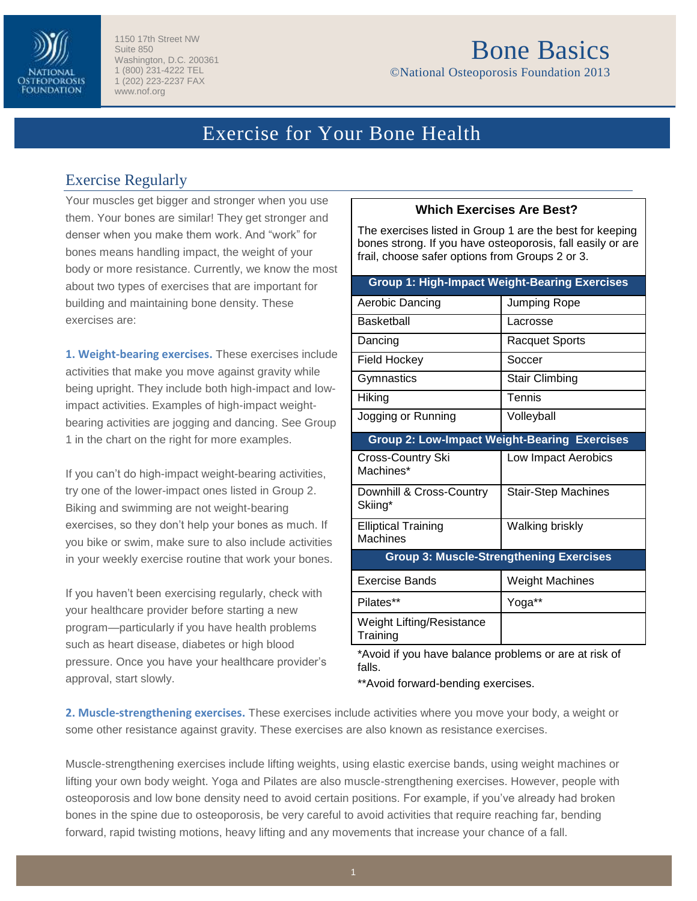1150 17th Street NW
Suite 850
Washington, D.C. 200361
1 (800) 231-4222 TEL
1 (202) 223-2237 FAX
www.nof.org

# Bone Basics

©National Osteoporosis Foundation 2013

# Exercise for Your Bone Health

## Exercise Regularly

Your muscles get bigger and stronger when you use them. Your bones are similar! They get stronger and denser when you make them work. And "work" for bones means handling impact, the weight of your body or more resistance. Currently, we know the most about two types of exercises that are important for building and maintaining bone density. These exercises are:

**1. Weight-bearing exercises.** These exercises include activities that make you move against gravity while being upright. They include both high-impact and low-impact activities. Examples of high-impact weight-bearing activities are jogging and dancing. See Group 1 in the chart on the right for more examples.

If you can't do high-impact weight-bearing activities, try one of the lower-impact ones listed in Group 2. Biking and swimming are not weight-bearing exercises, so they don't help your bones as much. If you bike or swim, make sure to also include activities in your weekly exercise routine that work your bones.

If you haven't been exercising regularly, check with your healthcare provider before starting a new program—particularly if you have health problems such as heart disease, diabetes or high blood pressure. Once you have your healthcare provider's approval, start slowly.

**Which Exercises Are Best?**

The exercises listed in Group 1 are the best for keeping bones strong. If you have osteoporosis, fall easily or are frail, choose safer options from Groups 2 or 3.

| Group 1: High-Impact Weight-Bearing Exercises | |
|---|---|
| Aerobic Dancing | Jumping Rope |
| Basketball | Lacrosse |
| Dancing | Racquet Sports |
| Field Hockey | Soccer |
| Gymnastics | Stair Climbing |
| Hiking | Tennis |
| Jogging or Running | Volleyball |
| **Group 2: Low-Impact Weight-Bearing Exercises** | |
| Cross-Country Ski Machines* | Low Impact Aerobics |
| Downhill & Cross-Country Skiing* | Stair-Step Machines |
| Elliptical Training Machines | Walking briskly |
| **Group 3: Muscle-Strengthening Exercises** | |
| Exercise Bands | Weight Machines |
| Pilates** | Yoga** |
| Weight Lifting/Resistance Training | |

*Avoid if you have balance problems or are at risk of falls.

**Avoid forward-bending exercises.

**2. Muscle-strengthening exercises.** These exercises include activities where you move your body, a weight or some other resistance against gravity. These exercises are also known as resistance exercises.

Muscle-strengthening exercises include lifting weights, using elastic exercise bands, using weight machines or lifting your own body weight. Yoga and Pilates are also muscle-strengthening exercises. However, people with osteoporosis and low bone density need to avoid certain positions. For example, if you've already had broken bones in the spine due to osteoporosis, be very careful to avoid activities that require reaching far, bending forward, rapid twisting motions, heavy lifting and any movements that increase your chance of a fall.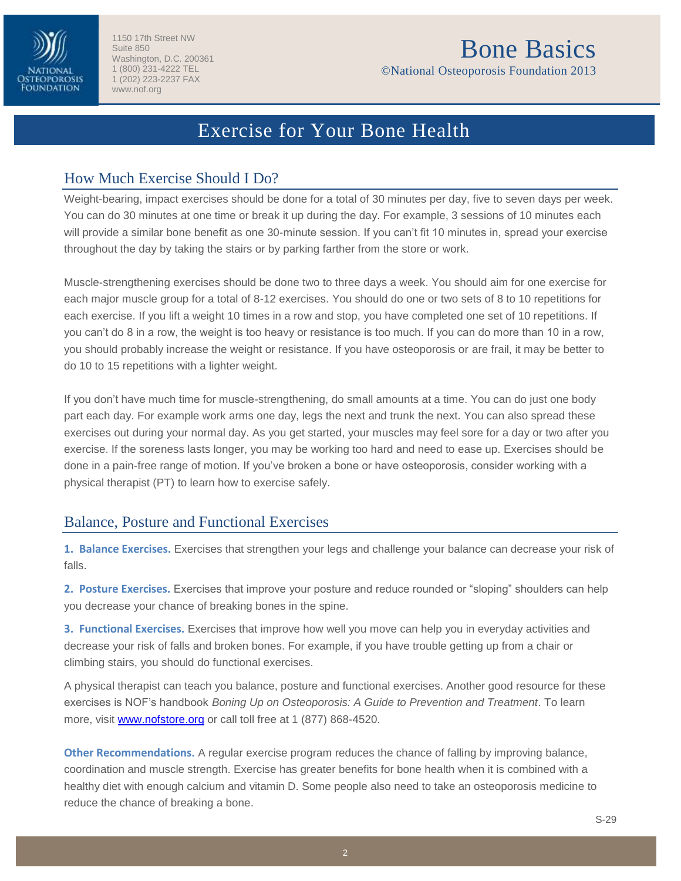# Exercise for Your Bone Health

## How Much Exercise Should I Do?

Weight-bearing, impact exercises should be done for a total of 30 minutes per day, five to seven days per week. You can do 30 minutes at one time or break it up during the day. For example, 3 sessions of 10 minutes each will provide a similar bone benefit as one 30-minute session. If you can't fit 10 minutes in, spread your exercise throughout the day by taking the stairs or by parking farther from the store or work.

Muscle-strengthening exercises should be done two to three days a week. You should aim for one exercise for each major muscle group for a total of 8-12 exercises. You should do one or two sets of 8 to 10 repetitions for each exercise. If you lift a weight 10 times in a row and stop, you have completed one set of 10 repetitions. If you can't do 8 in a row, the weight is too heavy or resistance is too much. If you can do more than 10 in a row, you should probably increase the weight or resistance. If you have osteoporosis or are frail, it may be better to do 10 to 15 repetitions with a lighter weight.

If you don't have much time for muscle-strengthening, do small amounts at a time. You can do just one body part each day. For example work arms one day, legs the next and trunk the next. You can also spread these exercises out during your normal day. As you get started, your muscles may feel sore for a day or two after you exercise. If the soreness lasts longer, you may be working too hard and need to ease up. Exercises should be done in a pain-free range of motion. If you've broken a bone or have osteoporosis, consider working with a physical therapist (PT) to learn how to exercise safely.

## Balance, Posture and Functional Exercises

**1. Balance Exercises.** Exercises that strengthen your legs and challenge your balance can decrease your risk of falls.

**2. Posture Exercises.** Exercises that improve your posture and reduce rounded or "sloping" shoulders can help you decrease your chance of breaking bones in the spine.

**3. Functional Exercises.** Exercises that improve how well you move can help you in everyday activities and decrease your risk of falls and broken bones. For example, if you have trouble getting up from a chair or climbing stairs, you should do functional exercises.

A physical therapist can teach you balance, posture and functional exercises. Another good resource for these exercises is NOF's handbook *Boning Up on Osteoporosis: A Guide to Prevention and Treatment*. To learn more, visit [www.nofstore.org](http://www.nofstore.org) or call toll free at 1 (877) 868-4520.

**Other Recommendations.** A regular exercise program reduces the chance of falling by improving balance, coordination and muscle strength. Exercise has greater benefits for bone health when it is combined with a healthy diet with enough calcium and vitamin D. Some people also need to take an osteoporosis medicine to reduce the chance of breaking a bone.

S-29